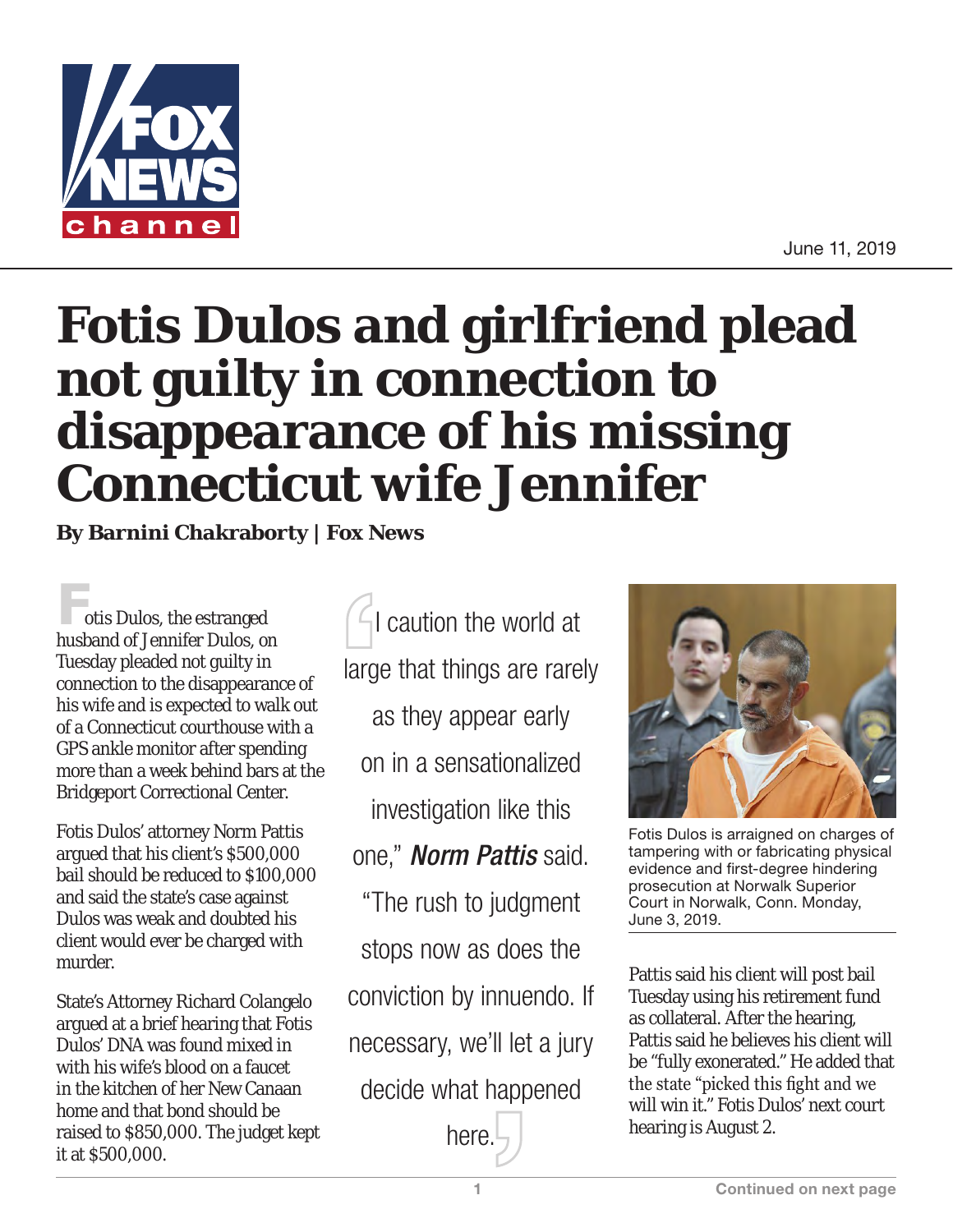June 11, 2019

# Fotis Dulos and girlfriend plead not guilty in connection to disappearance of his missing Connecticut wife Jennifer

**By Barnini Chakraborty | Fox News**

Fotis Dulos, the estranged husband of Jennifer Dulos, on Tuesday pleaded not guilty in connection to the disappearance of his wife and is expected to walk out of a Connecticut courthouse with a GPS ankle monitor after spending more than a week behind bars at the Bridgeport Correctional Center.

Fotis Dulos' attorney Norm Pattis argued that his client's $500,000 bail should be reduced to $100,000 and said the state's case against Dulos was weak and doubted his client would ever be charged with murder.

State's Attorney Richard Colangelo argued at a brief hearing that Fotis Dulos' DNA was found mixed in with his wife's blood on a faucet in the kitchen of her New Canaan home and that bond should be raised to $850,000. The judget kept it at $500,000.

> I caution the world at large that things are rarely as they appear early on in a sensationalized investigation like this one," ***Norm Pattis*** said. "The rush to judgment stops now as does the conviction by innuendo. If necessary, we'll let a jury decide what happened here.

Fotis Dulos is arraigned on charges of tampering with or fabricating physical evidence and first-degree hindering prosecution at Norwalk Superior Court in Norwalk, Conn. Monday, June 3, 2019.

Pattis said his client will post bail Tuesday using his retirement fund as collateral. After the hearing, Pattis said he believes his client will be "fully exonerated." He added that the state "picked this fight and we will win it." Fotis Dulos' next court hearing is August 2.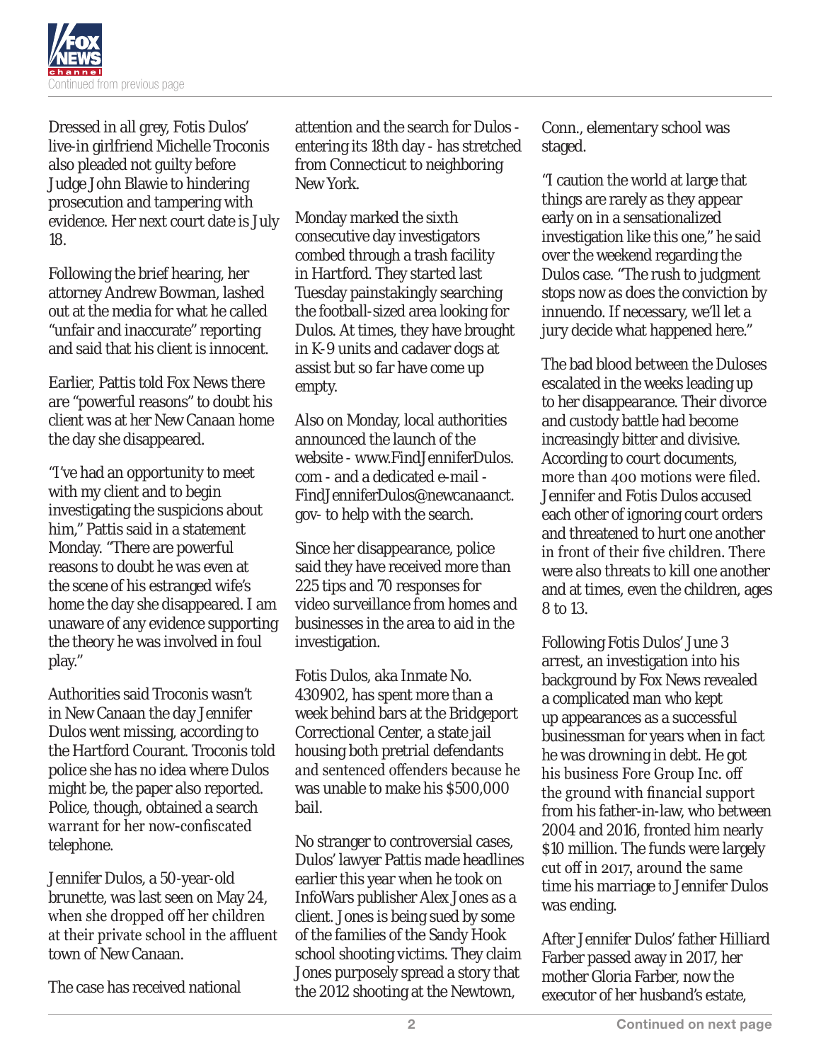Dressed in all grey, Fotis Dulos' live-in girlfriend Michelle Troconis also pleaded not guilty before Judge John Blawie to hindering prosecution and tampering with evidence. Her next court date is July 18.

Following the brief hearing, her attorney Andrew Bowman, lashed out at the media for what he called "unfair and inaccurate" reporting and said that his client is innocent.

Earlier, Pattis told Fox News there are "powerful reasons" to doubt his client was at her New Canaan home the day she disappeared.

"I've had an opportunity to meet with my client and to begin investigating the suspicions about him," Pattis said in a statement Monday. "There are powerful reasons to doubt he was even at the scene of his estranged wife's home the day she disappeared. I am unaware of any evidence supporting the theory he was involved in foul play."

Authorities said Troconis wasn't in New Canaan the day Jennifer Dulos went missing, according to the Hartford Courant. Troconis told police she has no idea where Dulos might be, the paper also reported. Police, though, obtained a search warrant for her now-confiscated telephone.

Jennifer Dulos, a 50-year-old brunette, was last seen on May 24, when she dropped off her children at their private school in the affluent town of New Canaan.

The case has received national attention and the search for Dulos - entering its 18th day - has stretched from Connecticut to neighboring New York.

Monday marked the sixth consecutive day investigators combed through a trash facility in Hartford. They started last Tuesday painstakingly searching the football-sized area looking for Dulos. At times, they have brought in K-9 units and cadaver dogs at assist but so far have come up empty.

Also on Monday, local authorities announced the launch of the website - www.FindJenniferDulos.com - and a dedicated e-mail - FindJenniferDulos@newcanaanct.gov- to help with the search.

Since her disappearance, police said they have received more than 225 tips and 70 responses for video surveillance from homes and businesses in the area to aid in the investigation.

Fotis Dulos, aka Inmate No. 430902, has spent more than a week behind bars at the Bridgeport Correctional Center, a state jail housing both pretrial defendants and sentenced offenders because he was unable to make his $500,000 bail.

No stranger to controversial cases, Dulos' lawyer Pattis made headlines earlier this year when he took on InfoWars publisher Alex Jones as a client. Jones is being sued by some of the families of the Sandy Hook school shooting victims. They claim Jones purposely spread a story that the 2012 shooting at the Newtown, Conn., elementary school was staged.

"I caution the world at large that things are rarely as they appear early on in a sensationalized investigation like this one," he said over the weekend regarding the Dulos case. "The rush to judgment stops now as does the conviction by innuendo. If necessary, we'll let a jury decide what happened here."

The bad blood between the Duloses escalated in the weeks leading up to her disappearance. Their divorce and custody battle had become increasingly bitter and divisive. According to court documents, more than 400 motions were filed. Jennifer and Fotis Dulos accused each other of ignoring court orders and threatened to hurt one another in front of their five children. There were also threats to kill one another and at times, even the children, ages 8 to 13.

Following Fotis Dulos' June 3 arrest, an investigation into his background by Fox News revealed a complicated man who kept up appearances as a successful businessman for years when in fact he was drowning in debt. He got his business Fore Group Inc. off the ground with financial support from his father-in-law, who between 2004 and 2016, fronted him nearly $10 million. The funds were largely cut off in 2017, around the same time his marriage to Jennifer Dulos was ending.

After Jennifer Dulos' father Hilliard Farber passed away in 2017, her mother Gloria Farber, now the executor of her husband's estate,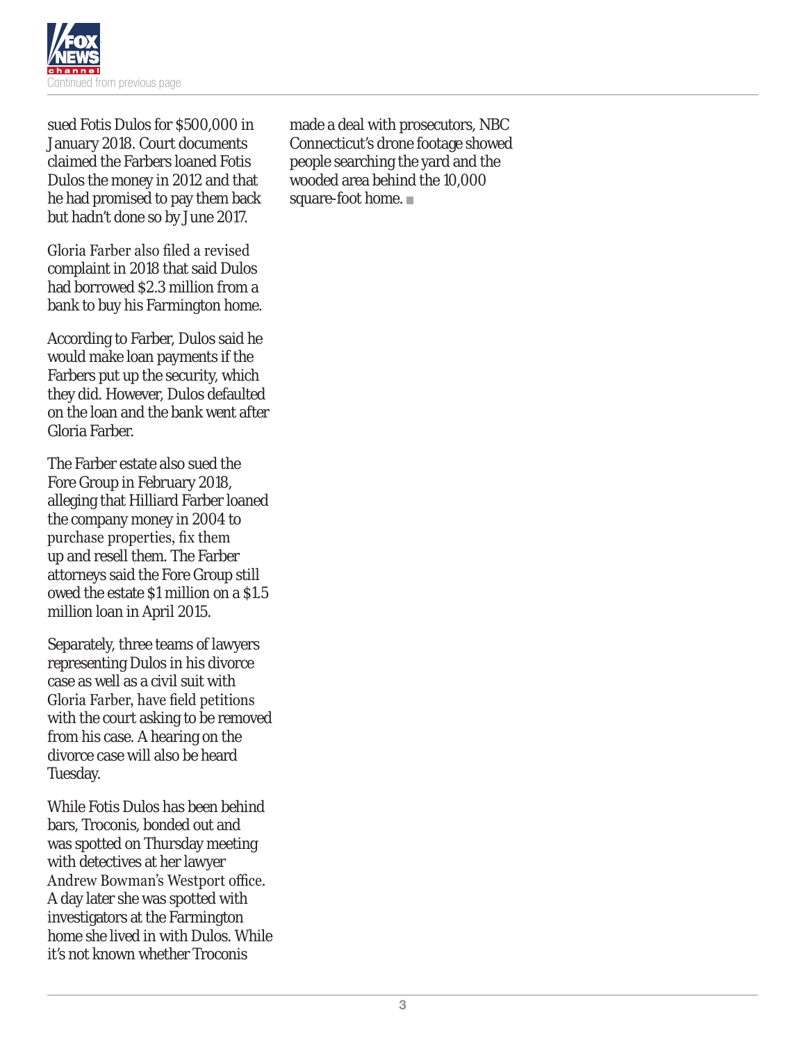sued Fotis Dulos for $500,000 in January 2018. Court documents claimed the Farbers loaned Fotis Dulos the money in 2012 and that he had promised to pay them back but hadn't done so by June 2017.

Gloria Farber also filed a revised complaint in 2018 that said Dulos had borrowed $2.3 million from a bank to buy his Farmington home.

According to Farber, Dulos said he would make loan payments if the Farbers put up the security, which they did. However, Dulos defaulted on the loan and the bank went after Gloria Farber.

The Farber estate also sued the Fore Group in February 2018, alleging that Hilliard Farber loaned the company money in 2004 to purchase properties, fix them up and resell them. The Farber attorneys said the Fore Group still owed the estate $1 million on a $1.5 million loan in April 2015.

Separately, three teams of lawyers representing Dulos in his divorce case as well as a civil suit with Gloria Farber, have field petitions with the court asking to be removed from his case. A hearing on the divorce case will also be heard Tuesday.

While Fotis Dulos has been behind bars, Troconis, bonded out and was spotted on Thursday meeting with detectives at her lawyer Andrew Bowman's Westport office. A day later she was spotted with investigators at the Farmington home she lived in with Dulos. While it's not known whether Troconis made a deal with prosecutors, NBC Connecticut's drone footage showed people searching the yard and the wooded area behind the 10,000 square-foot home. ■